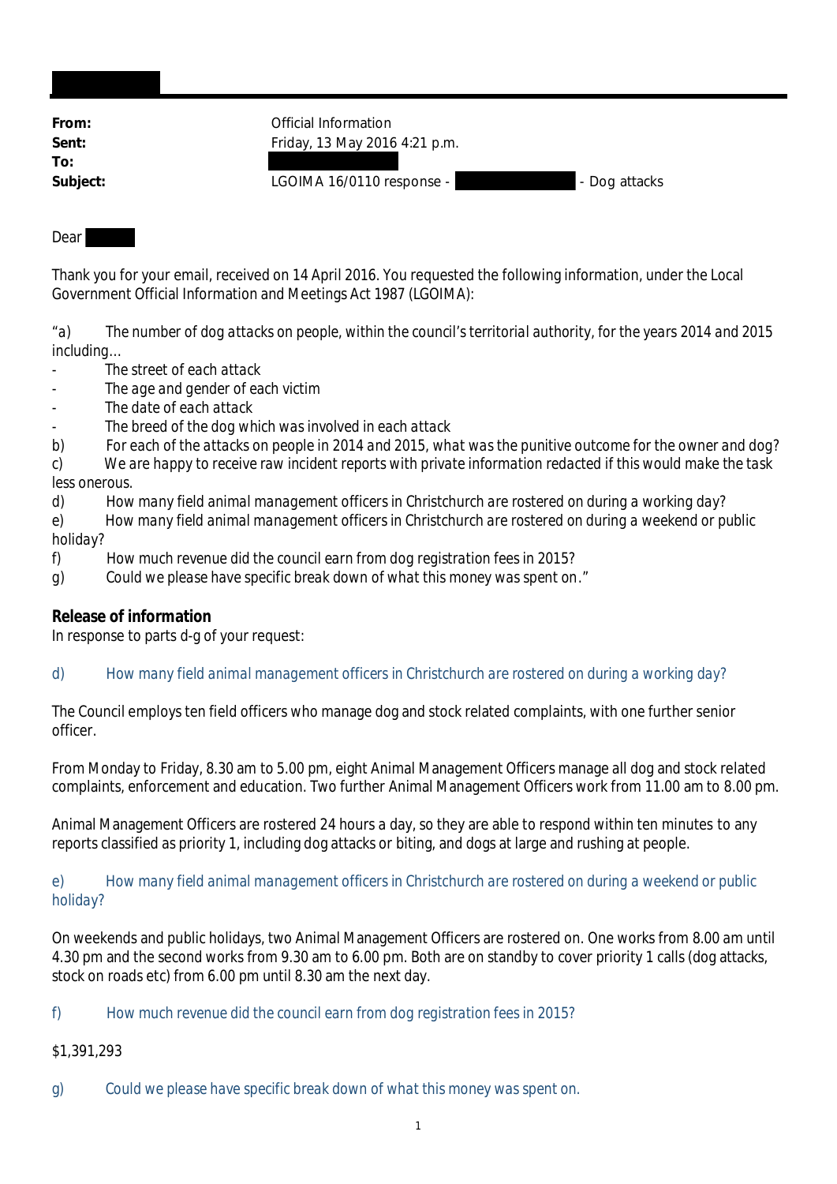| | |
|---|---|
| **From:** | Official Information |
| **Sent:** | Friday, 13 May 2016 4:21 p.m. |
| **To:** | |
| **Subject:** | LGOIMA 16/0110 response - - Dog attacks |

Dear

Thank you for your email, received on 14 April 2016. You requested the following information, under the Local Government Official Information and Meetings Act 1987 (LGOIMA):

*"a) The number of dog attacks on people, within the council's territorial authority, for the years 2014 and 2015 including…*

*- The street of each attack*
*- The age and gender of each victim*
*- The date of each attack*
*- The breed of the dog which was involved in each attack*

*b) For each of the attacks on people in 2014 and 2015, what was the punitive outcome for the owner and dog?*

*c) We are happy to receive raw incident reports with private information redacted if this would make the task less onerous.*

*d) How many field animal management officers in Christchurch are rostered on during a working day?*

*e) How many field animal management officers in Christchurch are rostered on during a weekend or public holiday?*

*f) How much revenue did the council earn from dog registration fees in 2015?*

*g) Could we please have specific break down of what this money was spent on."*

**Release of information**

In response to parts d-g of your request:

*d) How many field animal management officers in Christchurch are rostered on during a working day?*

The Council employs ten field officers who manage dog and stock related complaints, with one further senior officer.

From Monday to Friday, 8.30 am to 5.00 pm, eight Animal Management Officers manage all dog and stock related complaints, enforcement and education. Two further Animal Management Officers work from 11.00 am to 8.00 pm.

Animal Management Officers are rostered 24 hours a day, so they are able to respond within ten minutes to any reports classified as priority 1, including dog attacks or biting, and dogs at large and rushing at people.

*e) How many field animal management officers in Christchurch are rostered on during a weekend or public holiday?*

On weekends and public holidays, two Animal Management Officers are rostered on. One works from 8.00 am until 4.30 pm and the second works from 9.30 am to 6.00 pm. Both are on standby to cover priority 1 calls (dog attacks, stock on roads etc) from 6.00 pm until 8.30 am the next day.

*f) How much revenue did the council earn from dog registration fees in 2015?*

$1,391,293

*g) Could we please have specific break down of what this money was spent on.*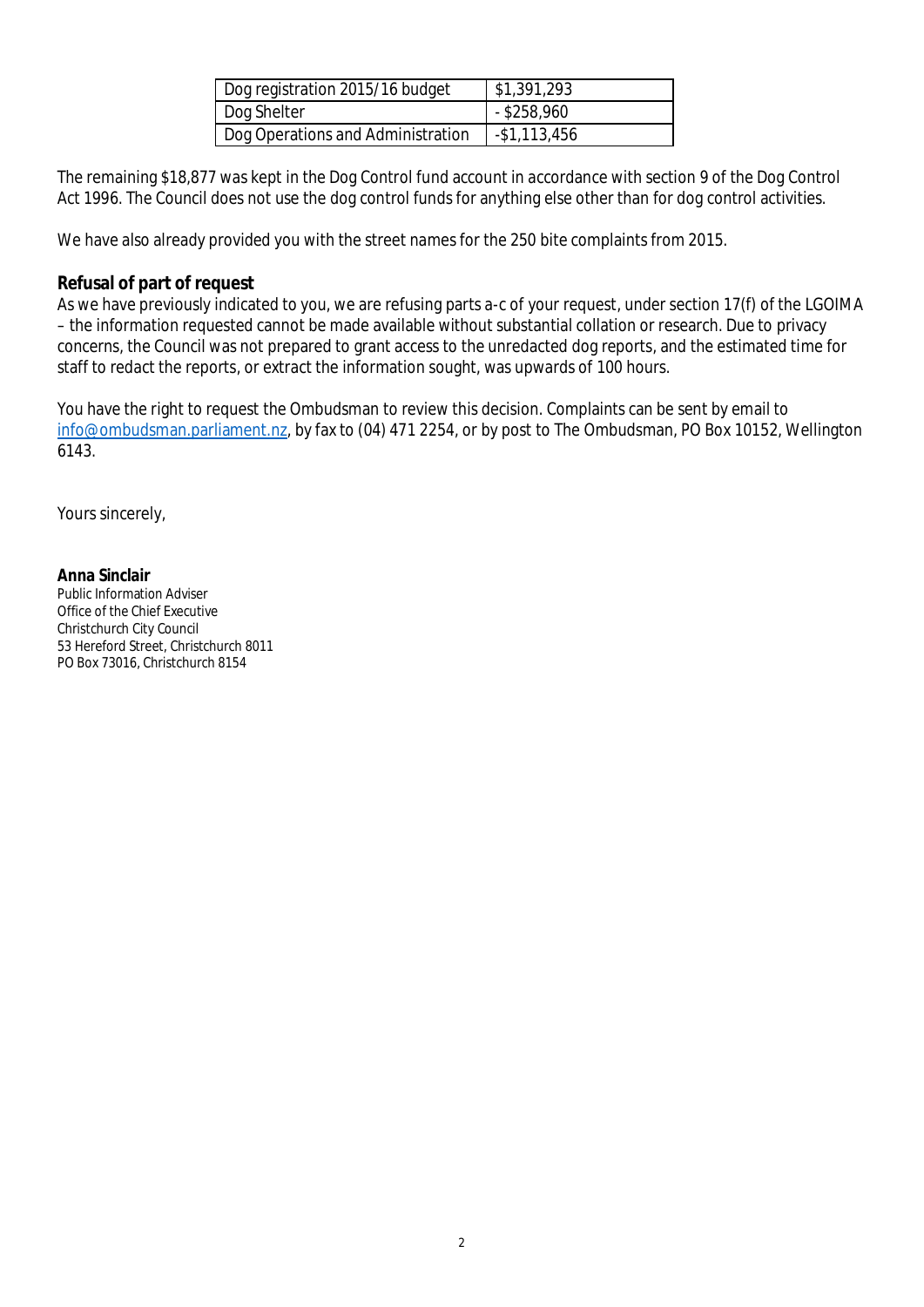| | |
|---|---|
| Dog registration 2015/16 budget | $1,391,293 |
| Dog Shelter | - $258,960 |
| Dog Operations and Administration | -$1,113,456 |

The remaining $18,877 was kept in the Dog Control fund account in accordance with section 9 of the Dog Control Act 1996. The Council does not use the dog control funds for anything else other than for dog control activities.

We have also already provided you with the street names for the 250 bite complaints from 2015.

**Refusal of part of request**

As we have previously indicated to you, we are refusing parts a-c of your request, under section 17(f) of the LGOIMA – the information requested cannot be made available without substantial collation or research. Due to privacy concerns, the Council was not prepared to grant access to the unredacted dog reports, and the estimated time for staff to redact the reports, or extract the information sought, was upwards of 100 hours.

You have the right to request the Ombudsman to review this decision. Complaints can be sent by email to info@ombudsman.parliament.nz, by fax to (04) 471 2254, or by post to The Ombudsman, PO Box 10152, Wellington 6143.

Yours sincerely,

**Anna Sinclair**
Public Information Adviser
Office of the Chief Executive
Christchurch City Council
53 Hereford Street, Christchurch 8011
PO Box 73016, Christchurch 8154